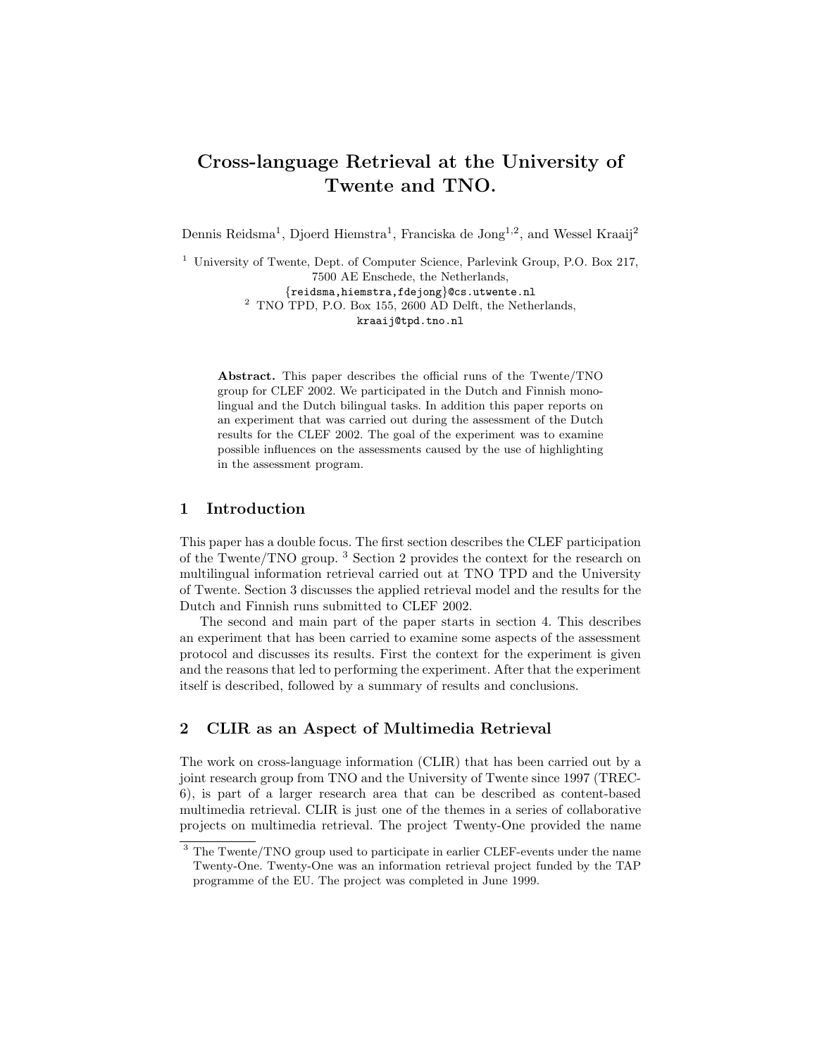# Cross-language Retrieval at the University of Twente and TNO.

Dennis Reidsma[1], Djoerd Hiemstra[1], Franciska de Jong[1,2], and Wessel Kraaij[2]

[1] University of Twente, Dept. of Computer Science, Parlevink Group, P.O. Box 217, 7500 AE Enschede, the Netherlands,
{reidsma,hiemstra,fdejong}@cs.utwente.nl

[2] TNO TPD, P.O. Box 155, 2600 AD Delft, the Netherlands,
kraaij@tpd.tno.nl

**Abstract.** This paper describes the official runs of the Twente/TNO group for CLEF 2002. We participated in the Dutch and Finnish monolingual and the Dutch bilingual tasks. In addition this paper reports on an experiment that was carried out during the assessment of the Dutch results for the CLEF 2002. The goal of the experiment was to examine possible influences on the assessments caused by the use of highlighting in the assessment program.

## 1 Introduction

This paper has a double focus. The first section describes the CLEF participation of the Twente/TNO group. [3] Section 2 provides the context for the research on multilingual information retrieval carried out at TNO TPD and the University of Twente. Section 3 discusses the applied retrieval model and the results for the Dutch and Finnish runs submitted to CLEF 2002.

The second and main part of the paper starts in section 4. This describes an experiment that has been carried to examine some aspects of the assessment protocol and discusses its results. First the context for the experiment is given and the reasons that led to performing the experiment. After that the experiment itself is described, followed by a summary of results and conclusions.

## 2 CLIR as an Aspect of Multimedia Retrieval

The work on cross-language information (CLIR) that has been carried out by a joint research group from TNO and the University of Twente since 1997 (TREC-6), is part of a larger research area that can be described as content-based multimedia retrieval. CLIR is just one of the themes in a series of collaborative projects on multimedia retrieval. The project Twenty-One provided the name

[3] The Twente/TNO group used to participate in earlier CLEF-events under the name Twenty-One. Twenty-One was an information retrieval project funded by the TAP programme of the EU. The project was completed in June 1999.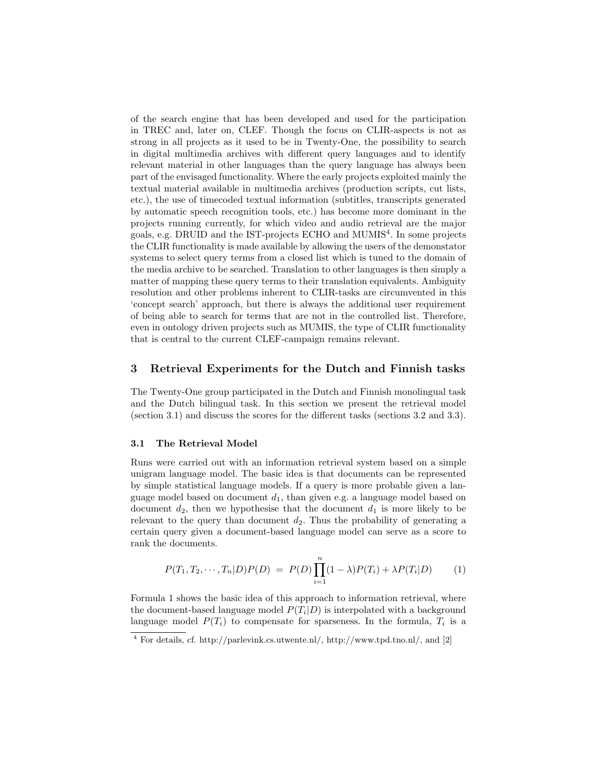of the search engine that has been developed and used for the participation in TREC and, later on, CLEF. Though the focus on CLIR-aspects is not as strong in all projects as it used to be in Twenty-One, the possibility to search in digital multimedia archives with different query languages and to identify relevant material in other languages than the query language has always been part of the envisaged functionality. Where the early projects exploited mainly the textual material available in multimedia archives (production scripts, cut lists, etc.), the use of timecoded textual information (subtitles, transcripts generated by automatic speech recognition tools, etc.) has become more dominant in the projects running currently, for which video and audio retrieval are the major goals, e.g. DRUID and the IST-projects ECHO and MUMIS[4]. In some projects the CLIR functionality is made available by allowing the users of the demonstator systems to select query terms from a closed list which is tuned to the domain of the media archive to be searched. Translation to other languages is then simply a matter of mapping these query terms to their translation equivalents. Ambiguity resolution and other problems inherent to CLIR-tasks are circumvented in this 'concept search' approach, but there is always the additional user requirement of being able to search for terms that are not in the controlled list. Therefore, even in ontology driven projects such as MUMIS, the type of CLIR functionality that is central to the current CLEF-campaign remains relevant.

## 3 Retrieval Experiments for the Dutch and Finnish tasks

The Twenty-One group participated in the Dutch and Finnish monolingual task and the Dutch bilingual task. In this section we present the retrieval model (section 3.1) and discuss the scores for the different tasks (sections 3.2 and 3.3).

### 3.1 The Retrieval Model

Runs were carried out with an information retrieval system based on a simple unigram language model. The basic idea is that documents can be represented by simple statistical language models. If a query is more probable given a language model based on document $d_1$, than given e.g. a language model based on document $d_2$, then we hypothesise that the document $d_1$ is more likely to be relevant to the query than document $d_2$. Thus the probability of generating a certain query given a document-based language model can serve as a score to rank the documents.

$$P(T_1, T_2, \cdots, T_n|D)P(D) \; = \; P(D) \prod_{i=1}^{n} (1-\lambda)P(T_i) + \lambda P(T_i|D) \qquad (1)$$

Formula 1 shows the basic idea of this approach to information retrieval, where the document-based language model $P(T_i|D)$ is interpolated with a background language model $P(T_i)$ to compensate for sparseness. In the formula, $T_i$ is a

[4] For details, cf. http://parlevink.cs.utwente.nl/, http://www.tpd.tno.nl/, and [2]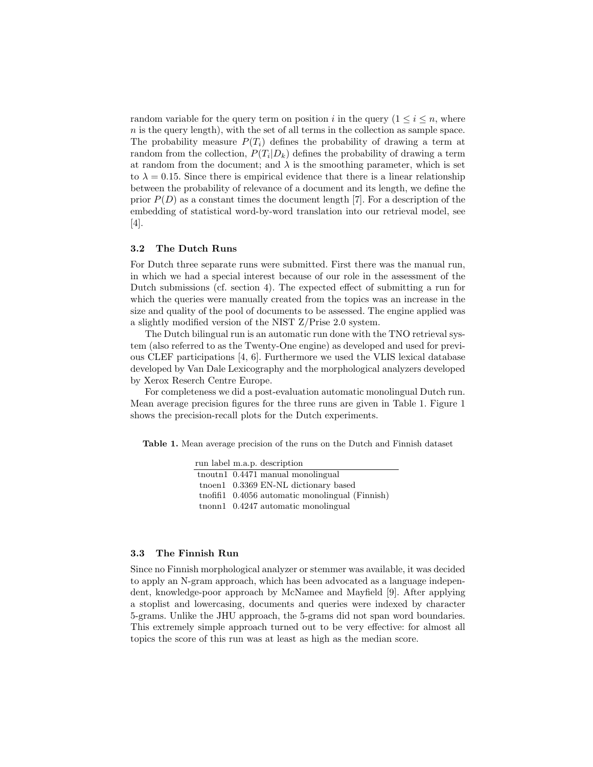random variable for the query term on position $i$ in the query ($1 \leq i \leq n$, where $n$ is the query length), with the set of all terms in the collection as sample space. The probability measure $P(T_i)$ defines the probability of drawing a term at random from the collection, $P(T_i|D_k)$ defines the probability of drawing a term at random from the document; and $\lambda$ is the smoothing parameter, which is set to $\lambda = 0.15$. Since there is empirical evidence that there is a linear relationship between the probability of relevance of a document and its length, we define the prior $P(D)$ as a constant times the document length [7]. For a description of the embedding of statistical word-by-word translation into our retrieval model, see [4].

### 3.2 The Dutch Runs

For Dutch three separate runs were submitted. First there was the manual run, in which we had a special interest because of our role in the assessment of the Dutch submissions (cf. section 4). The expected effect of submitting a run for which the queries were manually created from the topics was an increase in the size and quality of the pool of documents to be assessed. The engine applied was a slightly modified version of the NIST Z/Prise 2.0 system.

The Dutch bilingual run is an automatic run done with the TNO retrieval system (also referred to as the Twenty-One engine) as developed and used for previous CLEF participations [4, 6]. Furthermore we used the VLIS lexical database developed by Van Dale Lexicography and the morphological analyzers developed by Xerox Reserch Centre Europe.

For completeness we did a post-evaluation automatic monolingual Dutch run. Mean average precision figures for the three runs are given in Table 1. Figure 1 shows the precision-recall plots for the Dutch experiments.

**Table 1.** Mean average precision of the runs on the Dutch and Finnish dataset

| run label | m.a.p. | description |
|---|---|---|
| tnoutn1 | 0.4471 | manual monolingual |
| tnoen1 | 0.3369 | EN-NL dictionary based |
| tnofifi1 | 0.4056 | automatic monolingual (Finnish) |
| tnonn1 | 0.4247 | automatic monolingual |

### 3.3 The Finnish Run

Since no Finnish morphological analyzer or stemmer was available, it was decided to apply an N-gram approach, which has been advocated as a language independent, knowledge-poor approach by McNamee and Mayfield [9]. After applying a stoplist and lowercasing, documents and queries were indexed by character 5-grams. Unlike the JHU approach, the 5-grams did not span word boundaries. This extremely simple approach turned out to be very effective: for almost all topics the score of this run was at least as high as the median score.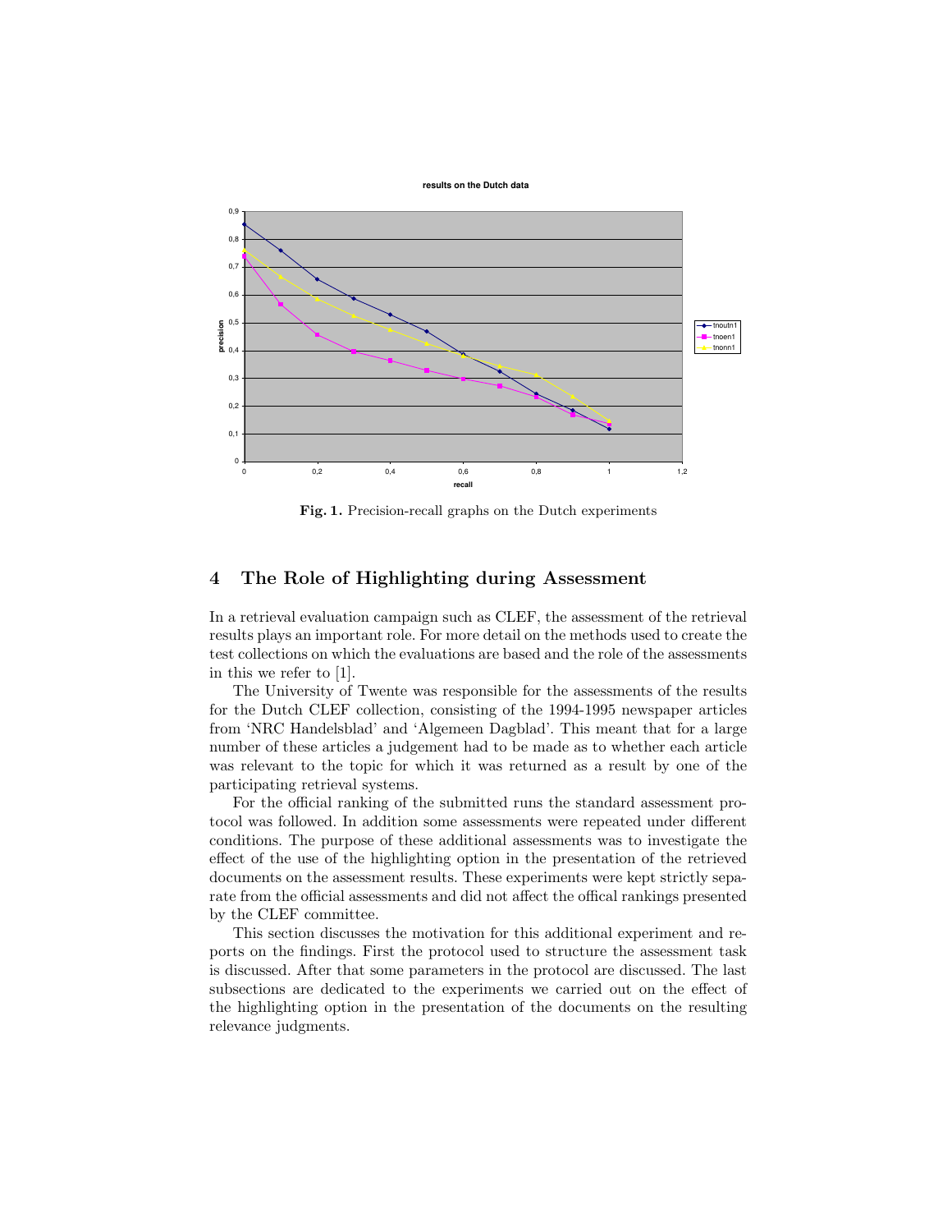**Fig. 1.** Precision-recall graphs on the Dutch experiments

## 4 The Role of Highlighting during Assessment

In a retrieval evaluation campaign such as CLEF, the assessment of the retrieval results plays an important role. For more detail on the methods used to create the test collections on which the evaluations are based and the role of the assessments in this we refer to [1].

The University of Twente was responsible for the assessments of the results for the Dutch CLEF collection, consisting of the 1994-1995 newspaper articles from 'NRC Handelsblad' and 'Algemeen Dagblad'. This meant that for a large number of these articles a judgement had to be made as to whether each article was relevant to the topic for which it was returned as a result by one of the participating retrieval systems.

For the official ranking of the submitted runs the standard assessment protocol was followed. In addition some assessments were repeated under different conditions. The purpose of these additional assessments was to investigate the effect of the use of the highlighting option in the presentation of the retrieved documents on the assessment results. These experiments were kept strictly separate from the official assessments and did not affect the offical rankings presented by the CLEF committee.

This section discusses the motivation for this additional experiment and reports on the findings. First the protocol used to structure the assessment task is discussed. After that some parameters in the protocol are discussed. The last subsections are dedicated to the experiments we carried out on the effect of the highlighting option in the presentation of the documents on the resulting relevance judgments.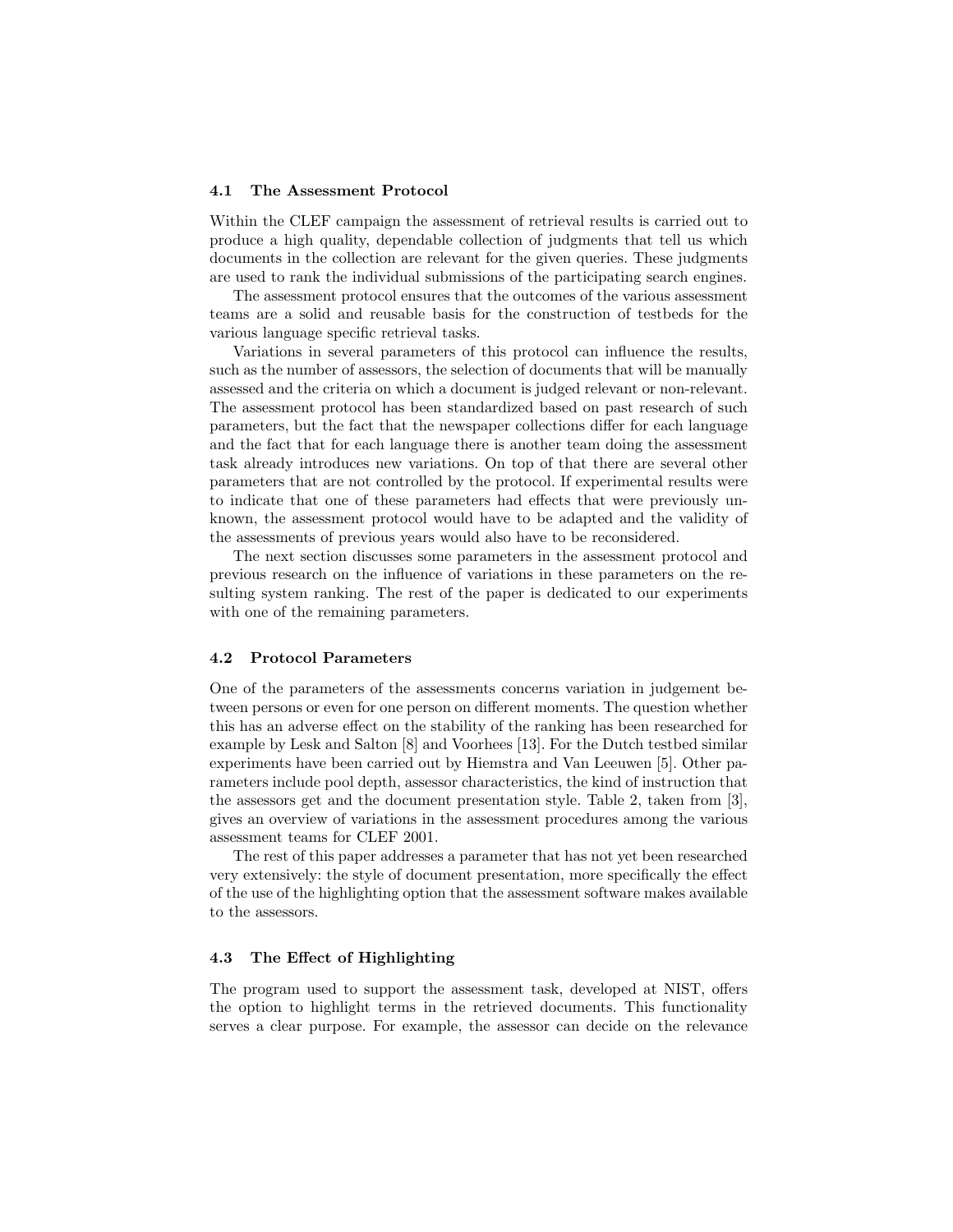### 4.1 The Assessment Protocol

Within the CLEF campaign the assessment of retrieval results is carried out to produce a high quality, dependable collection of judgments that tell us which documents in the collection are relevant for the given queries. These judgments are used to rank the individual submissions of the participating search engines.

The assessment protocol ensures that the outcomes of the various assessment teams are a solid and reusable basis for the construction of testbeds for the various language specific retrieval tasks.

Variations in several parameters of this protocol can influence the results, such as the number of assessors, the selection of documents that will be manually assessed and the criteria on which a document is judged relevant or non-relevant. The assessment protocol has been standardized based on past research of such parameters, but the fact that the newspaper collections differ for each language and the fact that for each language there is another team doing the assessment task already introduces new variations. On top of that there are several other parameters that are not controlled by the protocol. If experimental results were to indicate that one of these parameters had effects that were previously unknown, the assessment protocol would have to be adapted and the validity of the assessments of previous years would also have to be reconsidered.

The next section discusses some parameters in the assessment protocol and previous research on the influence of variations in these parameters on the resulting system ranking. The rest of the paper is dedicated to our experiments with one of the remaining parameters.

### 4.2 Protocol Parameters

One of the parameters of the assessments concerns variation in judgement between persons or even for one person on different moments. The question whether this has an adverse effect on the stability of the ranking has been researched for example by Lesk and Salton [8] and Voorhees [13]. For the Dutch testbed similar experiments have been carried out by Hiemstra and Van Leeuwen [5]. Other parameters include pool depth, assessor characteristics, the kind of instruction that the assessors get and the document presentation style. Table 2, taken from [3], gives an overview of variations in the assessment procedures among the various assessment teams for CLEF 2001.

The rest of this paper addresses a parameter that has not yet been researched very extensively: the style of document presentation, more specifically the effect of the use of the highlighting option that the assessment software makes available to the assessors.

### 4.3 The Effect of Highlighting

The program used to support the assessment task, developed at NIST, offers the option to highlight terms in the retrieved documents. This functionality serves a clear purpose. For example, the assessor can decide on the relevance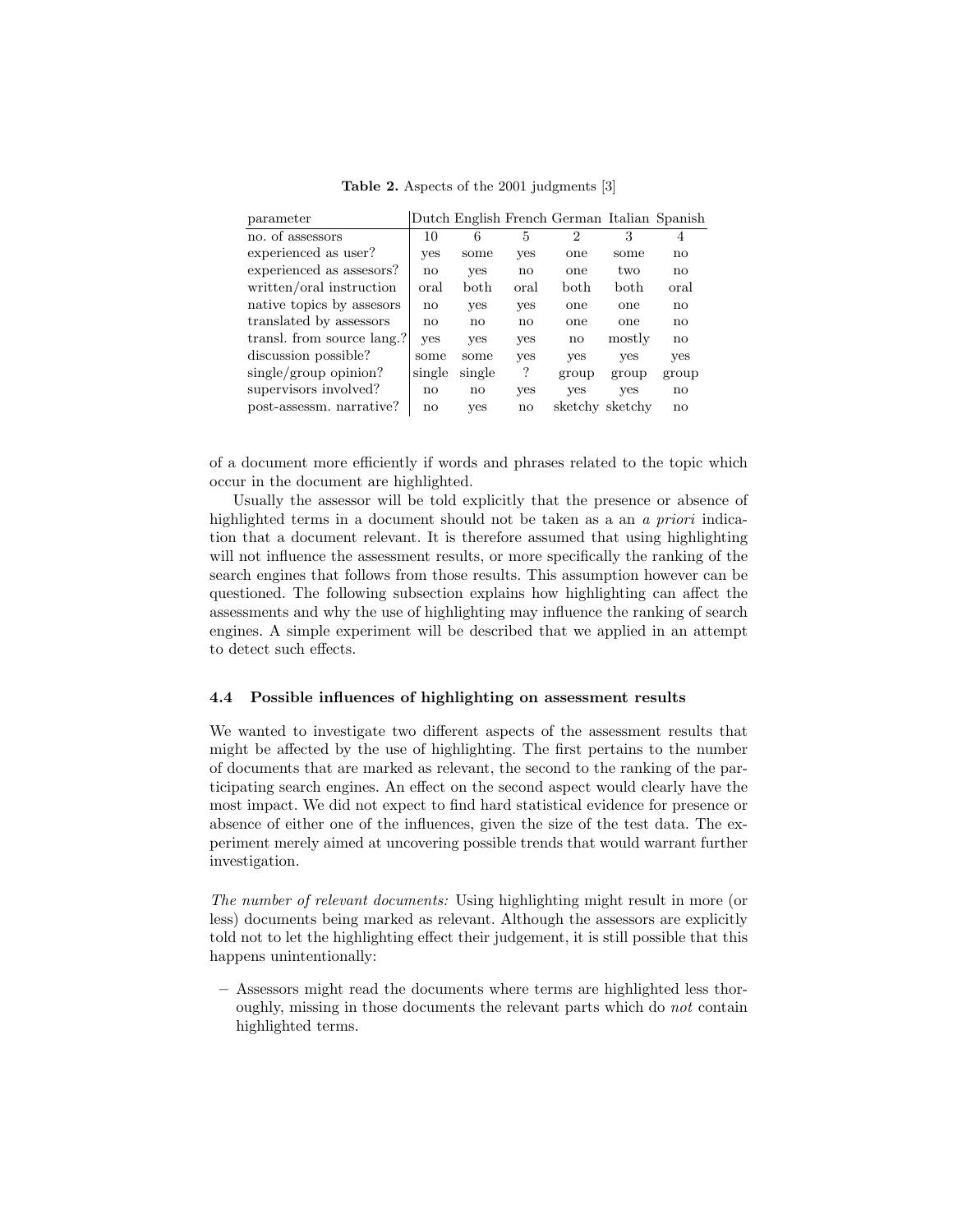**Table 2.** Aspects of the 2001 judgments [3]

| parameter | Dutch | English | French | German | Italian | Spanish |
|---|---|---|---|---|---|---|
| no. of assessors | 10 | 6 | 5 | 2 | 3 | 4 |
| experienced as user? | yes | some | yes | one | some | no |
| experienced as assesors? | no | yes | no | one | two | no |
| written/oral instruction | oral | both | oral | both | both | oral |
| native topics by assesors | no | yes | yes | one | one | no |
| translated by assessors | no | no | no | one | one | no |
| transl. from source lang.? | yes | yes | yes | no | mostly | no |
| discussion possible? | some | some | yes | yes | yes | yes |
| single/group opinion? | single | single | ? | group | group | group |
| supervisors involved? | no | no | yes | yes | yes | no |
| post-assessm. narrative? | no | yes | no | sketchy | sketchy | no |

of a document more efficiently if words and phrases related to the topic which occur in the document are highlighted.

Usually the assessor will be told explicitly that the presence or absence of highlighted terms in a document should not be taken as a an *a priori* indication that a document relevant. It is therefore assumed that using highlighting will not influence the assessment results, or more specifically the ranking of the search engines that follows from those results. This assumption however can be questioned. The following subsection explains how highlighting can affect the assessments and why the use of highlighting may influence the ranking of search engines. A simple experiment will be described that we applied in an attempt to detect such effects.

### 4.4 Possible influences of highlighting on assessment results

We wanted to investigate two different aspects of the assessment results that might be affected by the use of highlighting. The first pertains to the number of documents that are marked as relevant, the second to the ranking of the participating search engines. An effect on the second aspect would clearly have the most impact. We did not expect to find hard statistical evidence for presence or absence of either one of the influences, given the size of the test data. The experiment merely aimed at uncovering possible trends that would warrant further investigation.

*The number of relevant documents:* Using highlighting might result in more (or less) documents being marked as relevant. Although the assessors are explicitly told not to let the highlighting effect their judgement, it is still possible that this happens unintentionally:

– Assessors might read the documents where terms are highlighted less thoroughly, missing in those documents the relevant parts which do *not* contain highlighted terms.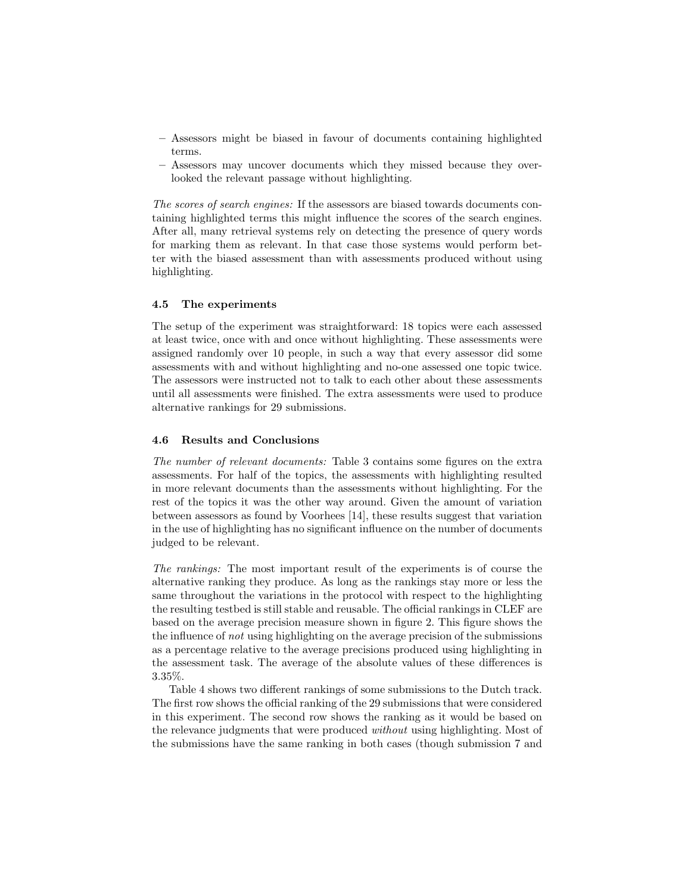- Assessors might be biased in favour of documents containing highlighted terms.
- Assessors may uncover documents which they missed because they overlooked the relevant passage without highlighting.

*The scores of search engines:* If the assessors are biased towards documents containing highlighted terms this might influence the scores of the search engines. After all, many retrieval systems rely on detecting the presence of query words for marking them as relevant. In that case those systems would perform better with the biased assessment than with assessments produced without using highlighting.

### 4.5 The experiments

The setup of the experiment was straightforward: 18 topics were each assessed at least twice, once with and once without highlighting. These assessments were assigned randomly over 10 people, in such a way that every assessor did some assessments with and without highlighting and no-one assessed one topic twice. The assessors were instructed not to talk to each other about these assessments until all assessments were finished. The extra assessments were used to produce alternative rankings for 29 submissions.

### 4.6 Results and Conclusions

*The number of relevant documents:* Table 3 contains some figures on the extra assessments. For half of the topics, the assessments with highlighting resulted in more relevant documents than the assessments without highlighting. For the rest of the topics it was the other way around. Given the amount of variation between assessors as found by Voorhees [14], these results suggest that variation in the use of highlighting has no significant influence on the number of documents judged to be relevant.

*The rankings:* The most important result of the experiments is of course the alternative ranking they produce. As long as the rankings stay more or less the same throughout the variations in the protocol with respect to the highlighting the resulting testbed is still stable and reusable. The official rankings in CLEF are based on the average precision measure shown in figure 2. This figure shows the the influence of *not* using highlighting on the average precision of the submissions as a percentage relative to the average precisions produced using highlighting in the assessment task. The average of the absolute values of these differences is 3.35%.

Table 4 shows two different rankings of some submissions to the Dutch track. The first row shows the official ranking of the 29 submissions that were considered in this experiment. The second row shows the ranking as it would be based on the relevance judgments that were produced *without* using highlighting. Most of the submissions have the same ranking in both cases (though submission 7 and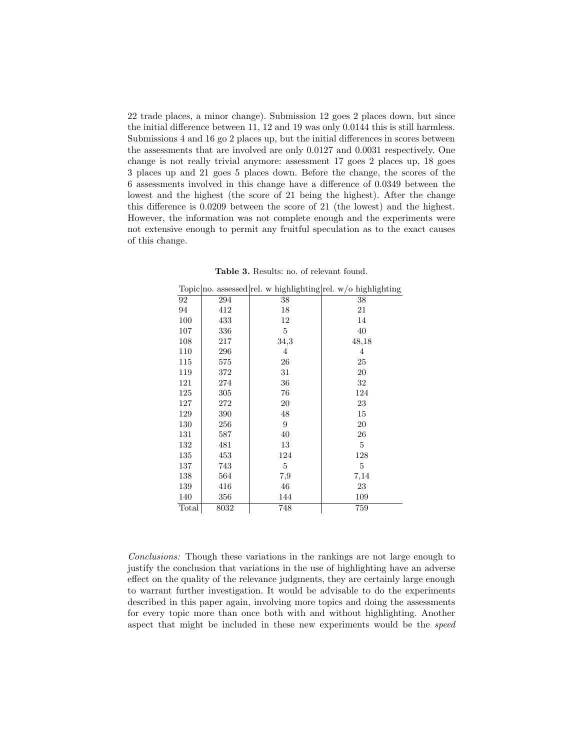22 trade places, a minor change). Submission 12 goes 2 places down, but since the initial difference between 11, 12 and 19 was only 0.0144 this is still harmless. Submissions 4 and 16 go 2 places up, but the initial differences in scores between the assessments that are involved are only 0.0127 and 0.0031 respectively. One change is not really trivial anymore: assessment 17 goes 2 places up, 18 goes 3 places up and 21 goes 5 places down. Before the change, the scores of the 6 assessments involved in this change have a difference of 0.0349 between the lowest and the highest (the score of 21 being the highest). After the change this difference is 0.0209 between the score of 21 (the lowest) and the highest. However, the information was not complete enough and the experiments were not extensive enough to permit any fruitful speculation as to the exact causes of this change.

**Table 3.** Results: no. of relevant found.

| Topic | no. assessed | rel. w highlighting | rel. w/o highlighting |
|---|---|---|---|
| 92 | 294 | 38 | 38 |
| 94 | 412 | 18 | 21 |
| 100 | 433 | 12 | 14 |
| 107 | 336 | 5 | 40 |
| 108 | 217 | 34,3 | 48,18 |
| 110 | 296 | 4 | 4 |
| 115 | 575 | 26 | 25 |
| 119 | 372 | 31 | 20 |
| 121 | 274 | 36 | 32 |
| 125 | 305 | 76 | 124 |
| 127 | 272 | 20 | 23 |
| 129 | 390 | 48 | 15 |
| 130 | 256 | 9 | 20 |
| 131 | 587 | 40 | 26 |
| 132 | 481 | 13 | 5 |
| 135 | 453 | 124 | 128 |
| 137 | 743 | 5 | 5 |
| 138 | 564 | 7,9 | 7,14 |
| 139 | 416 | 46 | 23 |
| 140 | 356 | 144 | 109 |
| Total | 8032 | 748 | 759 |

*Conclusions:* Though these variations in the rankings are not large enough to justify the conclusion that variations in the use of highlighting have an adverse effect on the quality of the relevance judgments, they are certainly large enough to warrant further investigation. It would be advisable to do the experiments described in this paper again, involving more topics and doing the assessments for every topic more than once both with and without highlighting. Another aspect that might be included in these new experiments would be the *speed*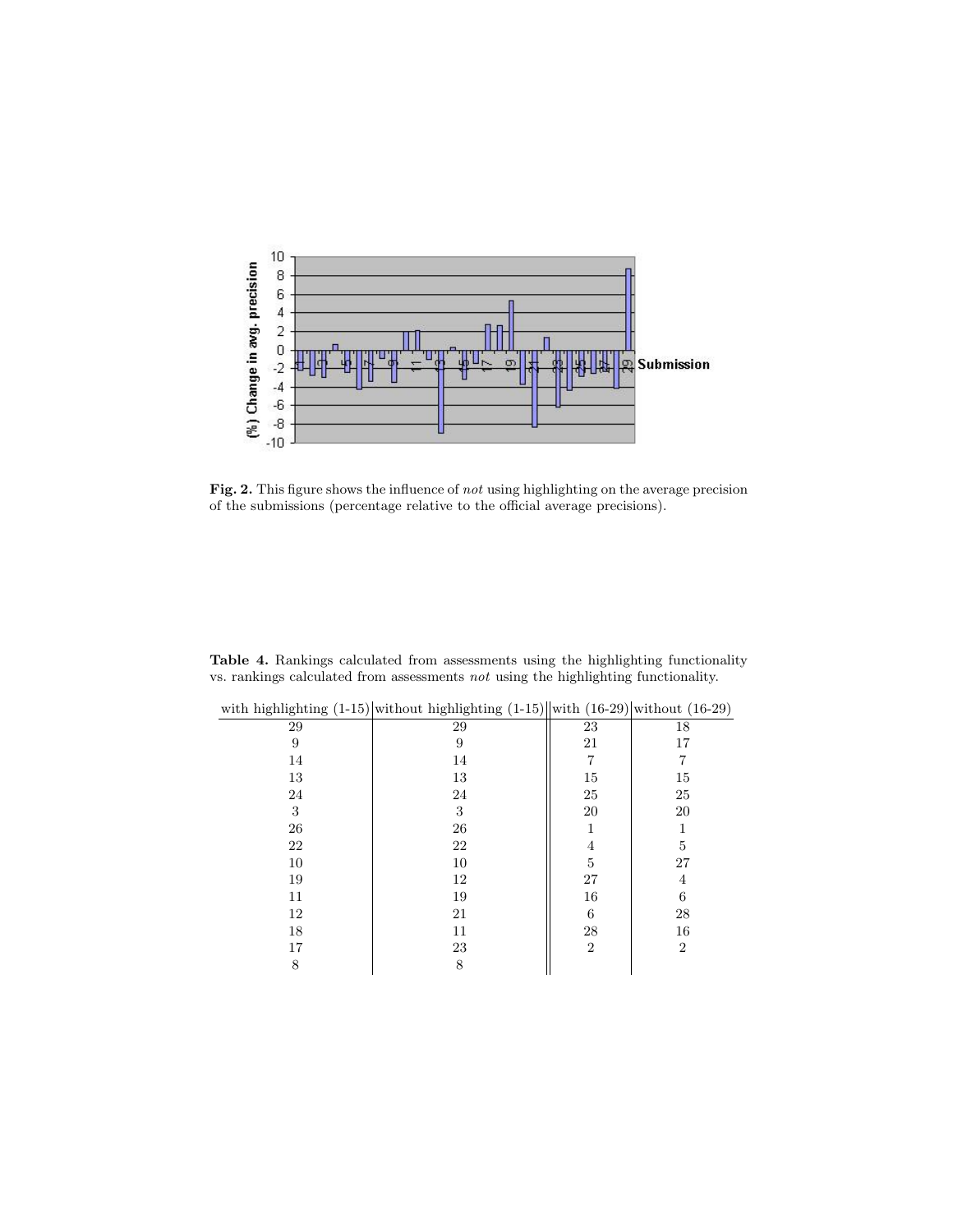**Fig. 2.** This figure shows the influence of *not* using highlighting on the average precision of the submissions (percentage relative to the official average precisions).

**Table 4.** Rankings calculated from assessments using the highlighting functionality vs. rankings calculated from assessments *not* using the highlighting functionality.

| with highlighting (1-15) | without highlighting (1-15) | with (16-29) | without (16-29) |
|---|---|---|---|
| 29 | 29 | 23 | 18 |
| 9 | 9 | 21 | 17 |
| 14 | 14 | 7 | 7 |
| 13 | 13 | 15 | 15 |
| 24 | 24 | 25 | 25 |
| 3 | 3 | 20 | 20 |
| 26 | 26 | 1 | 1 |
| 22 | 22 | 4 | 5 |
| 10 | 10 | 5 | 27 |
| 19 | 12 | 27 | 4 |
| 11 | 19 | 16 | 6 |
| 12 | 21 | 6 | 28 |
| 18 | 11 | 28 | 16 |
| 17 | 23 | 2 | 2 |
| 8 | 8 | | |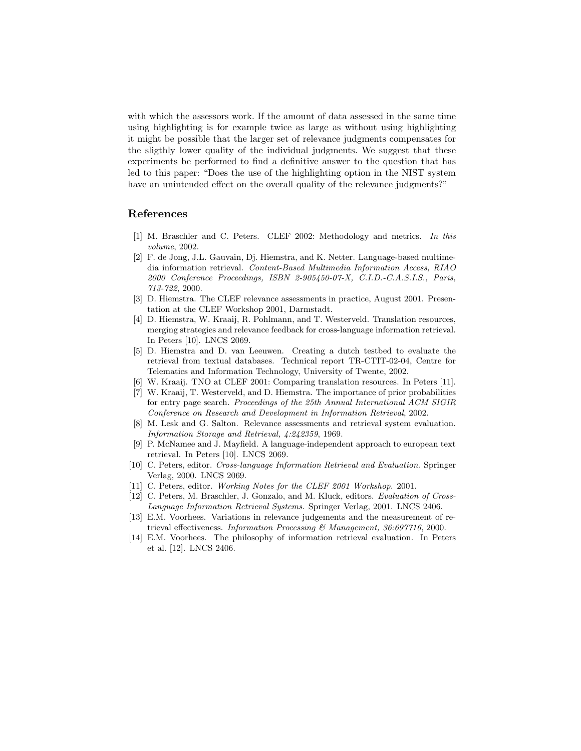with which the assessors work. If the amount of data assessed in the same time using highlighting is for example twice as large as without using highlighting it might be possible that the larger set of relevance judgments compensates for the sligthly lower quality of the individual judgments. We suggest that these experiments be performed to find a definitive answer to the question that has led to this paper: "Does the use of the highlighting option in the NIST system have an unintended effect on the overall quality of the relevance judgments?"

## References

[1] M. Braschler and C. Peters. CLEF 2002: Methodology and metrics. *In this volume*, 2002.

[2] F. de Jong, J.L. Gauvain, Dj. Hiemstra, and K. Netter. Language-based multimedia information retrieval. *Content-Based Multimedia Information Access, RIAO 2000 Conference Proceedings, ISBN 2-905450-07-X, C.I.D.-C.A.S.I.S., Paris, 713-722*, 2000.

[3] D. Hiemstra. The CLEF relevance assessments in practice, August 2001. Presentation at the CLEF Workshop 2001, Darmstadt.

[4] D. Hiemstra, W. Kraaij, R. Pohlmann, and T. Westerveld. Translation resources, merging strategies and relevance feedback for cross-language information retrieval. In Peters [10]. LNCS 2069.

[5] D. Hiemstra and D. van Leeuwen. Creating a dutch testbed to evaluate the retrieval from textual databases. Technical report TR-CTIT-02-04, Centre for Telematics and Information Technology, University of Twente, 2002.

[6] W. Kraaij. TNO at CLEF 2001: Comparing translation resources. In Peters [11].

[7] W. Kraaij, T. Westerveld, and D. Hiemstra. The importance of prior probabilities for entry page search. *Proceedings of the 25th Annual International ACM SIGIR Conference on Research and Development in Information Retrieval*, 2002.

[8] M. Lesk and G. Salton. Relevance assessments and retrieval system evaluation. *Information Storage and Retrieval, 4:242359*, 1969.

[9] P. McNamee and J. Mayfield. A language-independent approach to european text retrieval. In Peters [10]. LNCS 2069.

[10] C. Peters, editor. *Cross-language Information Retrieval and Evaluation*. Springer Verlag, 2000. LNCS 2069.

[11] C. Peters, editor. *Working Notes for the CLEF 2001 Workshop*. 2001.

[12] C. Peters, M. Braschler, J. Gonzalo, and M. Kluck, editors. *Evaluation of Cross-Language Information Retrieval Systems*. Springer Verlag, 2001. LNCS 2406.

[13] E.M. Voorhees. Variations in relevance judgements and the measurement of retrieval effectiveness. *Information Processing & Management, 36:697716*, 2000.

[14] E.M. Voorhees. The philosophy of information retrieval evaluation. In Peters et al. [12]. LNCS 2406.